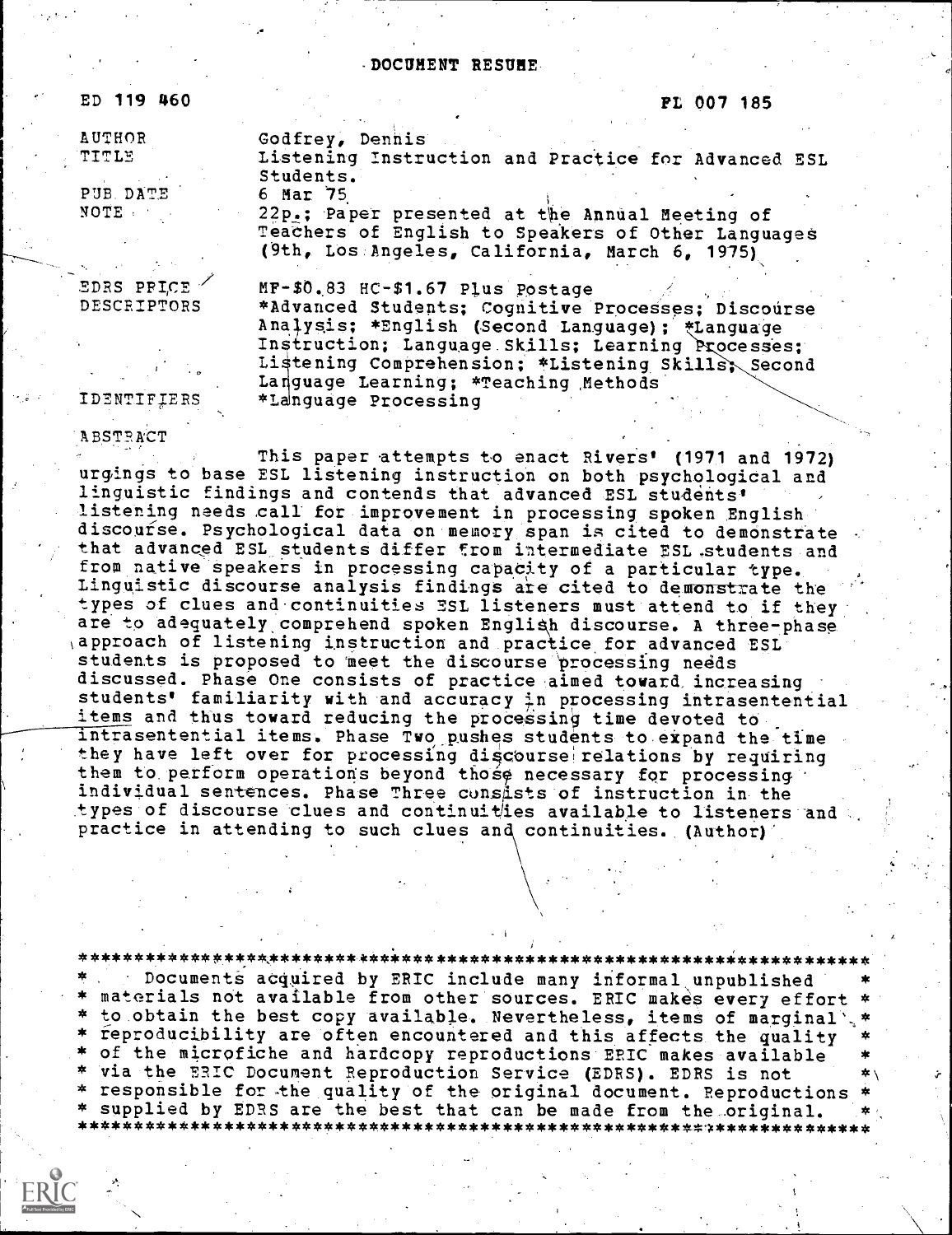DOCUMENT RESUME

ED 119 460 FL 007 185

| | |
|---|---|
| AUTHOR | Godfrey, Dennis |
| TITLE | Listening Instruction and Practice for Advanced ESL Students. |
| PUB DATE | 6 Mar 75 |
| NOTE | 22p.; Paper presented at the Annual Meeting of Teachers of English to Speakers of Other Languages (9th, Los Angeles, California, March 6, 1975) |
| EDRS PRICE | MF-$0.83 HC-$1.67 Plus Postage |
| DESCRIPTORS | *Advanced Students; Cognitive Processes; Discourse Analysis; *English (Second Language); *Language Instruction; Language Skills; Learning Processes; Listening Comprehension; *Listening Skills; Second Language Learning; *Teaching Methods |
| IDENTIFIERS | *Language Processing |

ABSTRACT

This paper attempts to enact Rivers' (1971 and 1972) urgings to base ESL listening instruction on both psychological and linguistic findings and contends that advanced ESL students' listening needs call for improvement in processing spoken English discourse. Psychological data on memory span is cited to demonstrate that advanced ESL students differ from intermediate ESL students and from native speakers in processing capacity of a particular type. Linguistic discourse analysis findings are cited to demonstrate the types of clues and continuities ESL listeners must attend to if they are to adequately comprehend spoken English discourse. A three-phase approach of listening instruction and practice for advanced ESL students is proposed to meet the discourse processing needs discussed. Phase One consists of practice aimed toward increasing students' familiarity with and accuracy in processing intrasentential items and thus toward reducing the processing time devoted to intrasentential items. Phase Two pushes students to expand the time they have left over for processing discourse relations by requiring them to perform operations beyond those necessary for processing individual sentences. Phase Three consists of instruction in the types of discourse clues and continuities available to listeners and practice in attending to such clues and continuities. (Author)

***********************************************************************
* Documents acquired by ERIC include many informal unpublished *
* materials not available from other sources. ERIC makes every effort *
* to obtain the best copy available. Nevertheless, items of marginal *
* reproducibility are often encountered and this affects the quality *
* of the microfiche and hardcopy reproductions ERIC makes available *
* via the ERIC Document Reproduction Service (EDRS). EDRS is not *
* responsible for the quality of the original document. Reproductions *
* supplied by EDRS are the best that can be made from the original. *
***********************************************************************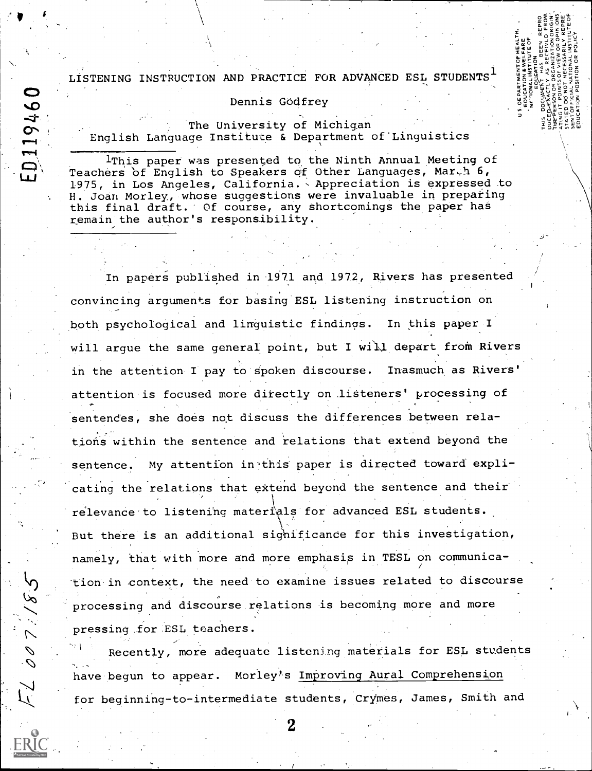# LISTENING INSTRUCTION AND PRACTICE FOR ADVANCED ESL STUDENTS[1]

Dennis Godfrey

The University of Michigan
English Language Institute & Department of Linguistics

[1]This paper was presented to the Ninth Annual Meeting of Teachers of English to Speakers of Other Languages, March 6, 1975, in Los Angeles, California. Appreciation is expressed to H. Joan Morley, whose suggestions were invaluable in preparing this final draft. Of course, any shortcomings the paper has remain the author's responsibility.

In papers published in 1971 and 1972, Rivers has presented convincing arguments for basing ESL listening instruction on both psychological and linguistic findings. In this paper I will argue the same general point, but I will depart from Rivers in the attention I pay to spoken discourse. Inasmuch as Rivers' attention is focused more directly on listeners' processing of sentences, she does not discuss the differences between relations within the sentence and relations that extend beyond the sentence. My attention in this paper is directed toward explicating the relations that extend beyond the sentence and their relevance to listening materials for advanced ESL students. But there is an additional significance for this investigation, namely, that with more and more emphasis in TESL on communication in context, the need to examine issues related to discourse processing and discourse relations is becoming more and more pressing for ESL teachers.

Recently, more adequate listening materials for ESL students have begun to appear. Morley's Improving Aural Comprehension for beginning-to-intermediate students, Crymes, James, Smith and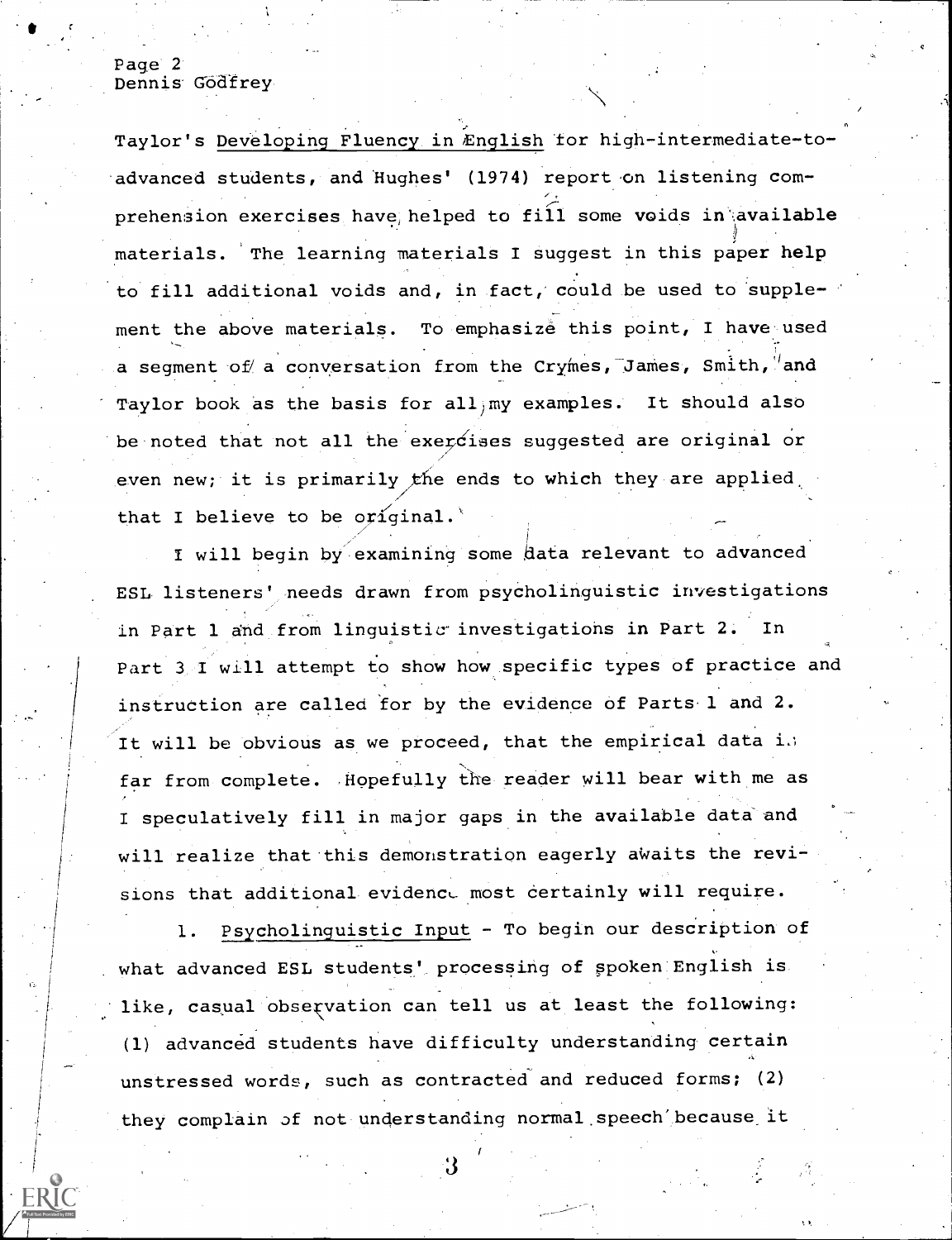Taylor's Developing Fluency in English for high-intermediate-to-advanced students, and Hughes' (1974) report on listening comprehension exercises have helped to fill some voids in available materials. The learning materials I suggest in this paper help to fill additional voids and, in fact, could be used to supplement the above materials. To emphasize this point, I have used a segment of a conversation from the Crymes, James, Smith, and Taylor book as the basis for all my examples. It should also be noted that not all the exercises suggested are original or even new; it is primarily the ends to which they are applied that I believe to be original.

I will begin by examining some data relevant to advanced ESL listeners' needs drawn from psycholinguistic investigations in Part 1 and from linguistic investigations in Part 2. In Part 3 I will attempt to show how specific types of practice and instruction are called for by the evidence of Parts 1 and 2. It will be obvious as we proceed, that the empirical data is far from complete. Hopefully the reader will bear with me as I speculatively fill in major gaps in the available data and will realize that this demonstration eagerly awaits the revisions that additional evidence most certainly will require.

1. Psycholinguistic Input - To begin our description of what advanced ESL students' processing of spoken English is like, casual observation can tell us at least the following: (1) advanced students have difficulty understanding certain unstressed words, such as contracted and reduced forms; (2) they complain of not understanding normal speech because it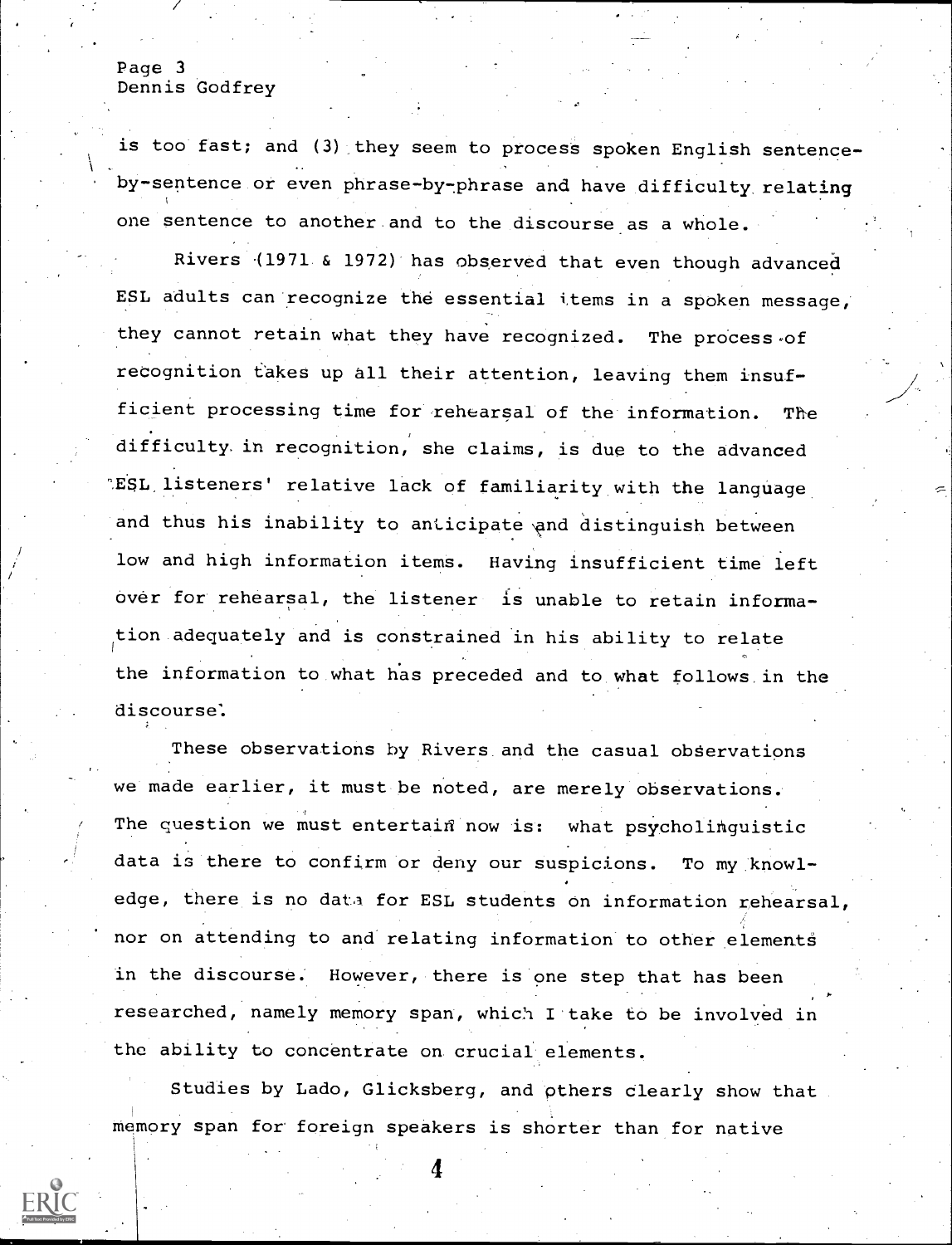is too fast; and (3) they seem to process spoken English sentence-by-sentence or even phrase-by-phrase and have difficulty relating one sentence to another and to the discourse as a whole.

Rivers (1971 & 1972) has observed that even though advanced ESL adults can recognize the essential items in a spoken message, they cannot retain what they have recognized. The process of recognition takes up all their attention, leaving them insufficient processing time for rehearsal of the information. The difficulty in recognition, she claims, is due to the advanced ESL listeners' relative lack of familiarity with the language and thus his inability to anticipate and distinguish between low and high information items. Having insufficient time left over for rehearsal, the listener is unable to retain information adequately and is constrained in his ability to relate the information to what has preceded and to what follows in the discourse.

These observations by Rivers and the casual observations we made earlier, it must be noted, are merely observations. The question we must entertain now is: what psycholinguistic data is there to confirm or deny our suspicions. To my knowledge, there is no data for ESL students on information rehearsal, nor on attending to and relating information to other elements in the discourse. However, there is one step that has been researched, namely memory span, which I take to be involved in the ability to concentrate on crucial elements.

Studies by Lado, Glicksberg, and others clearly show that memory span for foreign speakers is shorter than for native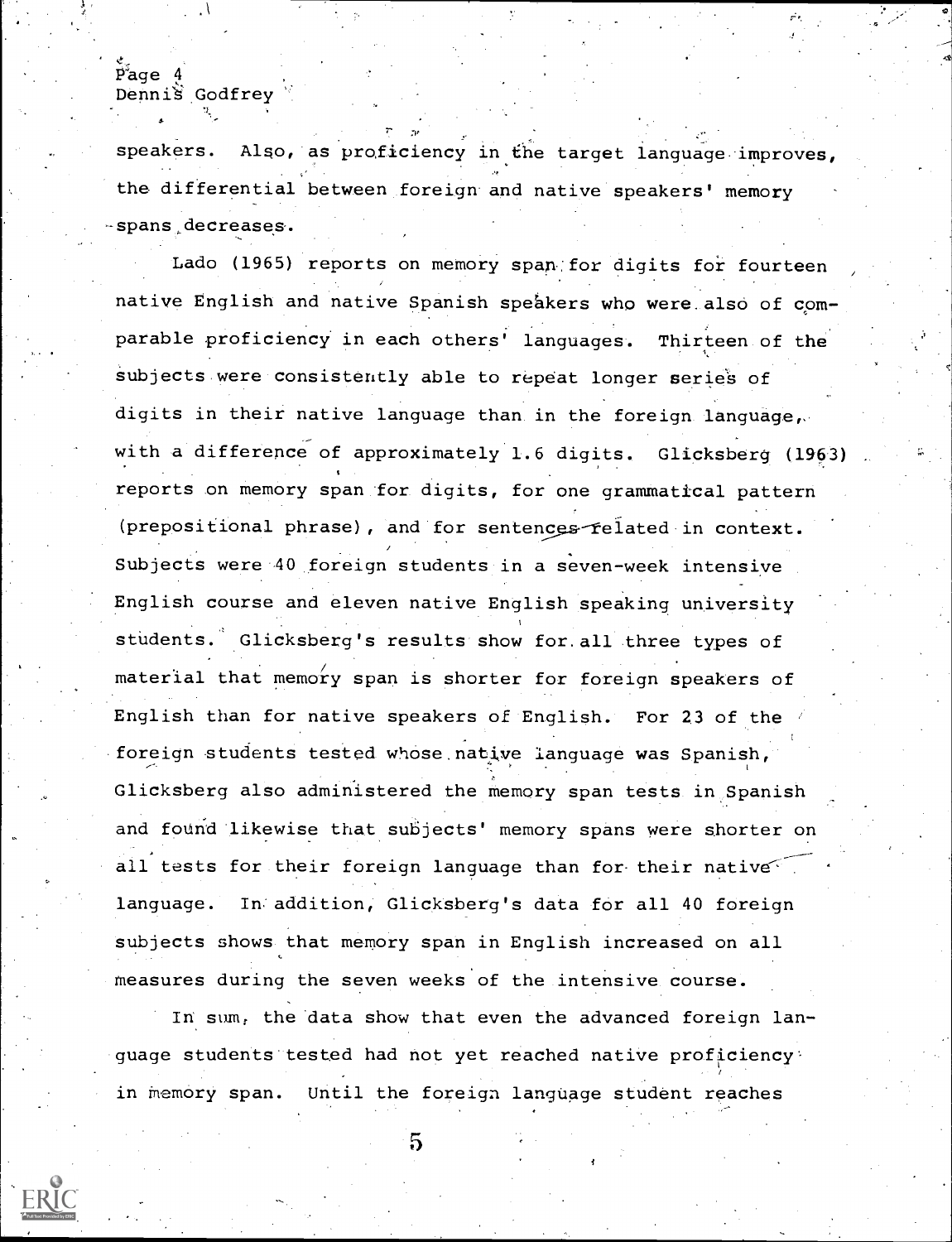speakers. Also, as proficiency in the target language improves, the differential between foreign and native speakers' memory spans decreases.

Lado (1965) reports on memory span for digits for fourteen native English and native Spanish speakers who were also of comparable proficiency in each others' languages. Thirteen of the subjects were consistently able to repeat longer series of digits in their native language than in the foreign language, with a difference of approximately 1.6 digits. Glicksberg (1963) reports on memory span for digits, for one grammatical pattern (prepositional phrase), and for sentences related in context. Subjects were 40 foreign students in a seven-week intensive English course and eleven native English speaking university students. Glicksberg's results show for all three types of material that memory span is shorter for foreign speakers of English than for native speakers of English. For 23 of the foreign students tested whose native language was Spanish, Glicksberg also administered the memory span tests in Spanish and found likewise that subjects' memory spans were shorter on all tests for their foreign language than for their native language. In addition, Glicksberg's data for all 40 foreign subjects shows that memory span in English increased on all measures during the seven weeks of the intensive course.

In sum, the data show that even the advanced foreign language students tested had not yet reached native proficiency in memory span. Until the foreign language student reaches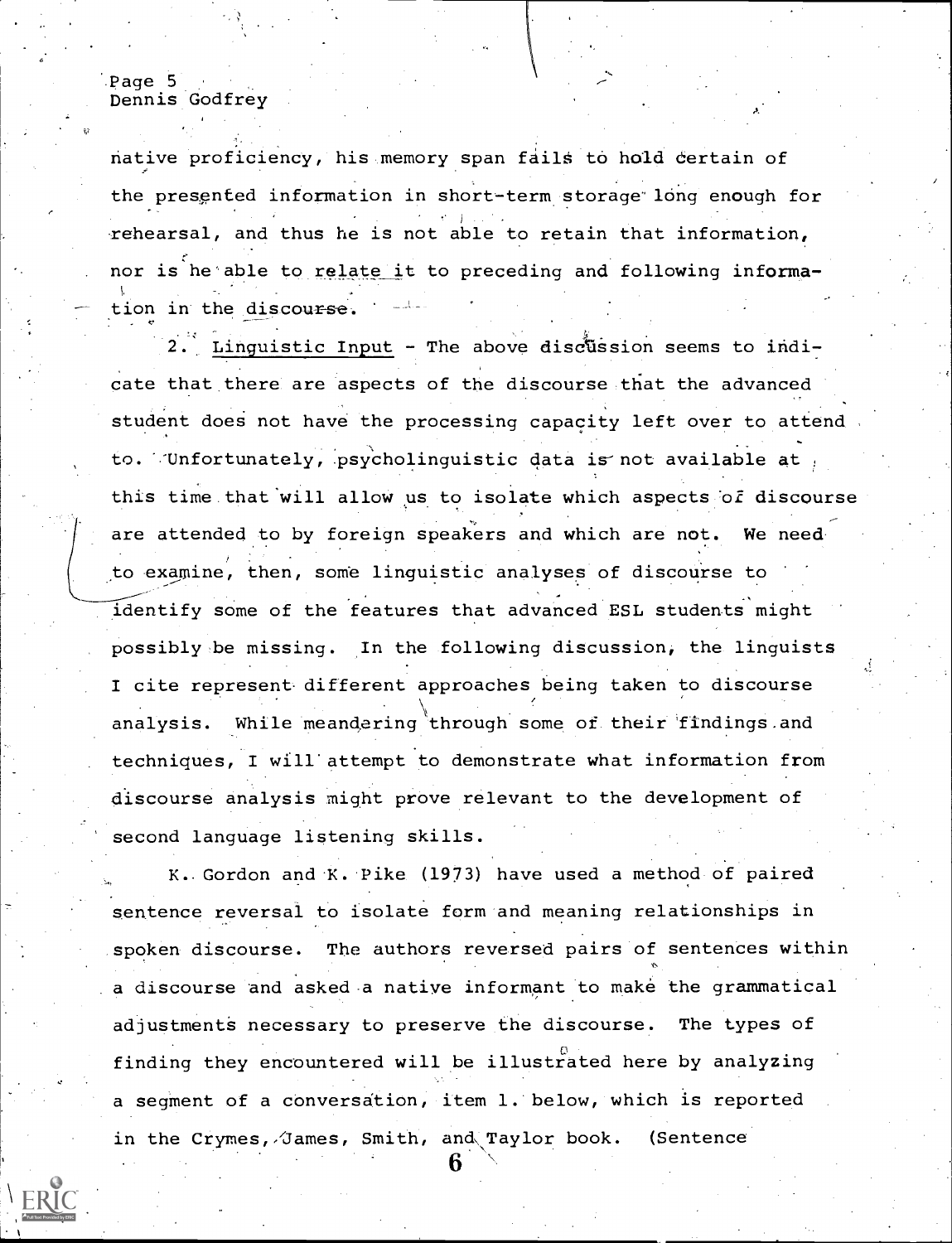native proficiency, his memory span fails to hold certain of the presented information in short-term storage long enough for rehearsal, and thus he is not able to retain that information, nor is he able to relate it to preceding and following information in the discourse.

2. Linguistic Input - The above discussion seems to indicate that there are aspects of the discourse that the advanced student does not have the processing capacity left over to attend to. Unfortunately, psycholinguistic data is not available at this time that will allow us to isolate which aspects of discourse are attended to by foreign speakers and which are not. We need to examine, then, some linguistic analyses of discourse to identify some of the features that advanced ESL students might possibly be missing. In the following discussion, the linguists I cite represent different approaches being taken to discourse analysis. While meandering through some of their findings and techniques, I will attempt to demonstrate what information from discourse analysis might prove relevant to the development of second language listening skills.

K. Gordon and K. Pike (1973) have used a method of paired sentence reversal to isolate form and meaning relationships in spoken discourse. The authors reversed pairs of sentences within a discourse and asked a native informant to make the grammatical adjustments necessary to preserve the discourse. The types of finding they encountered will be illustrated here by analyzing a segment of a conversation, item 1. below, which is reported in the Crymes, James, Smith, and Taylor book. (Sentence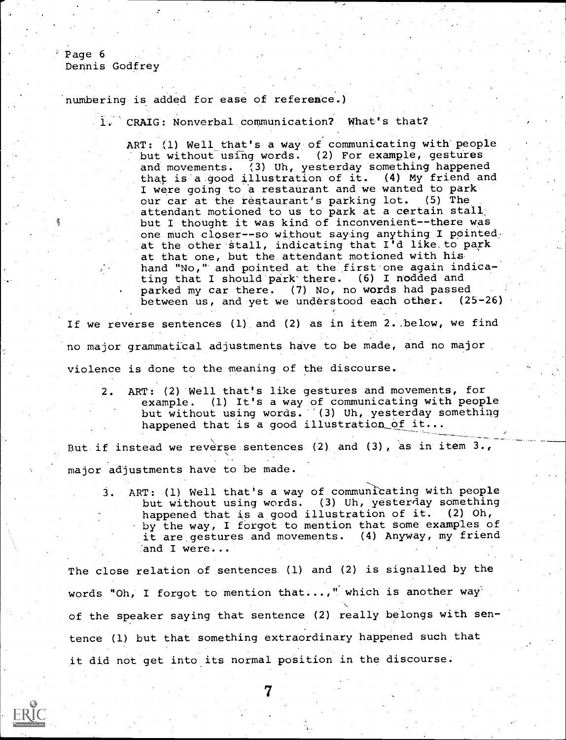numbering is added for ease of reference.)

1. CRAIG: Nonverbal communication? What's that?

   ART: (1) Well that's a way of communicating with people but without using words. (2) For example, gestures and movements. (3) Uh, yesterday something happened that is a good illustration of it. (4) My friend and I were going to a restaurant and we wanted to park our car at the restaurant's parking lot. (5) The attendant motioned to us to park at a certain stall but I thought it was kind of inconvenient--there was one much closer--so without saying anything I pointed at the other stall, indicating that I'd like to park at that one, but the attendant motioned with his hand "No," and pointed at the first one again indicating that I should park there. (6) I nodded and parked my car there. (7) No, no words had passed between us, and yet we understood each other. (25-26)

If we reverse sentences (1) and (2) as in item 2. below, we find no major grammatical adjustments have to be made, and no major violence is done to the meaning of the discourse.

2. ART: (2) Well that's like gestures and movements, for example. (1) It's a way of communicating with people but without using words. (3) Uh, yesterday something happened that is a good illustration of it...

But if instead we reverse sentences (2) and (3), as in item 3., major adjustments have to be made.

3. ART: (1) Well that's a way of communicating with people but without using words. (3) Uh, yesterday something happened that is a good illustration of it. (2) Oh, by the way, I forgot to mention that some examples of it are gestures and movements. (4) Anyway, my friend and I were...

The close relation of sentences (1) and (2) is signalled by the words "Oh, I forgot to mention that...," which is another way of the speaker saying that sentence (2) really belongs with sentence (1) but that something extraordinary happened such that it did not get into its normal position in the discourse.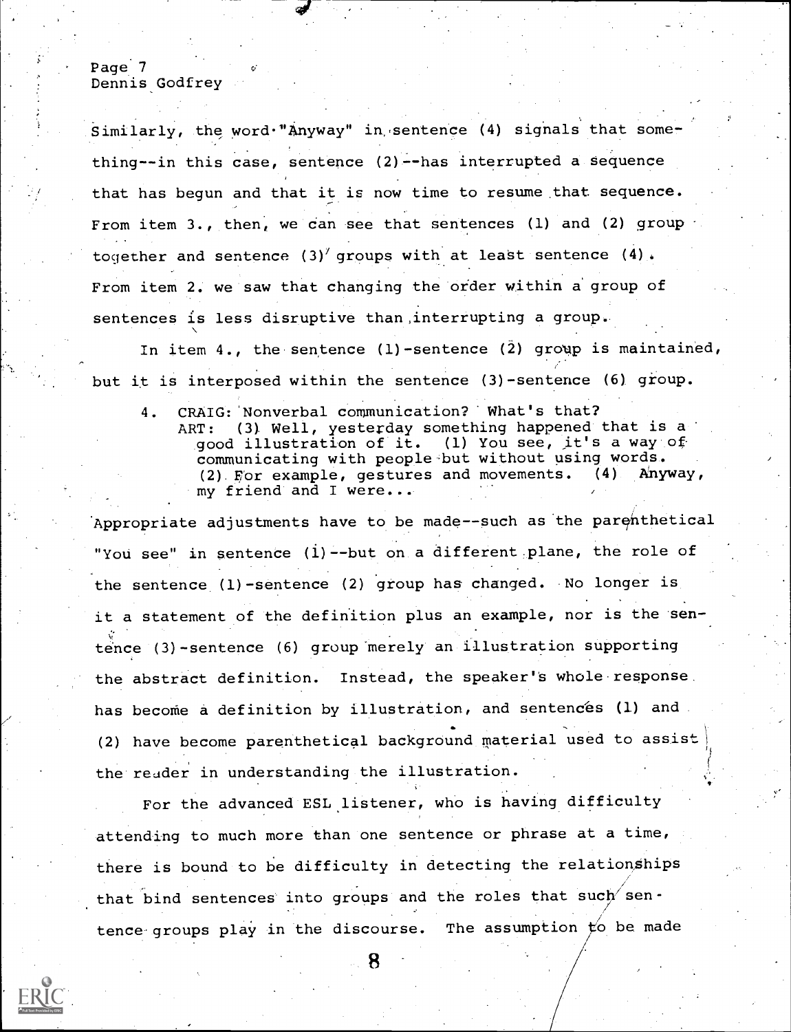Similarly, the word "Anyway" in sentence (4) signals that something--in this case, sentence (2)--has interrupted a sequence that has begun and that it is now time to resume that sequence. From item 3., then, we can see that sentences (1) and (2) group together and sentence (3) groups with at least sentence (4). From item 2. we saw that changing the order within a group of sentences is less disruptive than interrupting a group.

In item 4., the sentence (1)-sentence (2) group is maintained, but it is interposed within the sentence (3)-sentence (6) group.

> 4. CRAIG: Nonverbal communication? What's that?
> ART: (3) Well, yesterday something happened that is a good illustration of it. (1) You see, it's a way of communicating with people but without using words. (2) For example, gestures and movements. (4) Anyway, my friend and I were...

Appropriate adjustments have to be made--such as the parenthetical "You see" in sentence (1)--but on a different plane, the role of the sentence (1)-sentence (2) group has changed. No longer is it a statement of the definition plus an example, nor is the sentence (3)-sentence (6) group merely an illustration supporting the abstract definition. Instead, the speaker's whole response has become a definition by illustration, and sentences (1) and (2) have become parenthetical background material used to assist the reader in understanding the illustration.

For the advanced ESL listener, who is having difficulty attending to much more than one sentence or phrase at a time, there is bound to be difficulty in detecting the relationships that bind sentences into groups and the roles that such sentence groups play in the discourse. The assumption to be made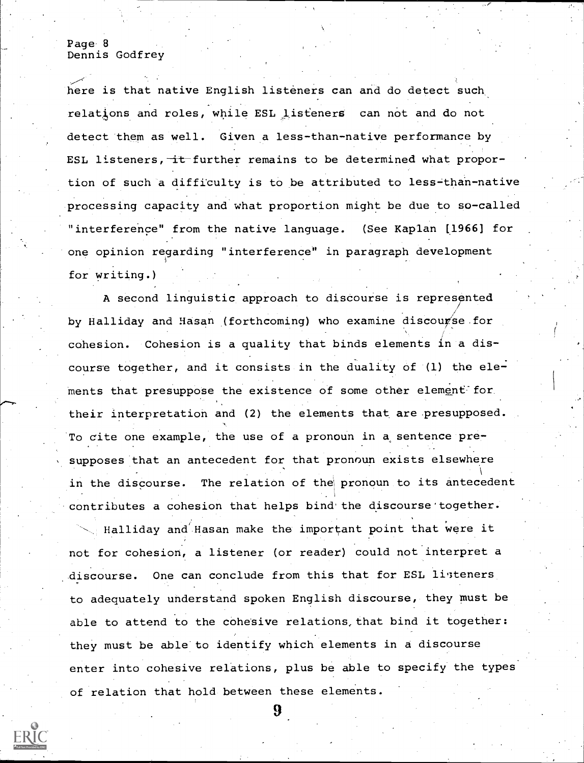here is that native English listeners can and do detect such relations and roles, while ESL listeners can not and do not detect them as well. Given a less-than-native performance by ESL listeners, it further remains to be determined what proportion of such a difficulty is to be attributed to less-than-native processing capacity and what proportion might be due to so-called "interference" from the native language. (See Kaplan [1966] for one opinion regarding "interference" in paragraph development for writing.)

A second linguistic approach to discourse is represented by Halliday and Hasan (forthcoming) who examine discourse for cohesion. Cohesion is a quality that binds elements in a discourse together, and it consists in the duality of (1) the elements that presuppose the existence of some other element for their interpretation and (2) the elements that are presupposed. To cite one example, the use of a pronoun in a sentence presupposes that an antecedent for that pronoun exists elsewhere in the discourse. The relation of the pronoun to its antecedent contributes a cohesion that helps bind the discourse together.

Halliday and Hasan make the important point that were it not for cohesion, a listener (or reader) could not interpret a discourse. One can conclude from this that for ESL listeners to adequately understand spoken English discourse, they must be able to attend to the cohesive relations that bind it together: they must be able to identify which elements in a discourse enter into cohesive relations, plus be able to specify the types of relation that hold between these elements.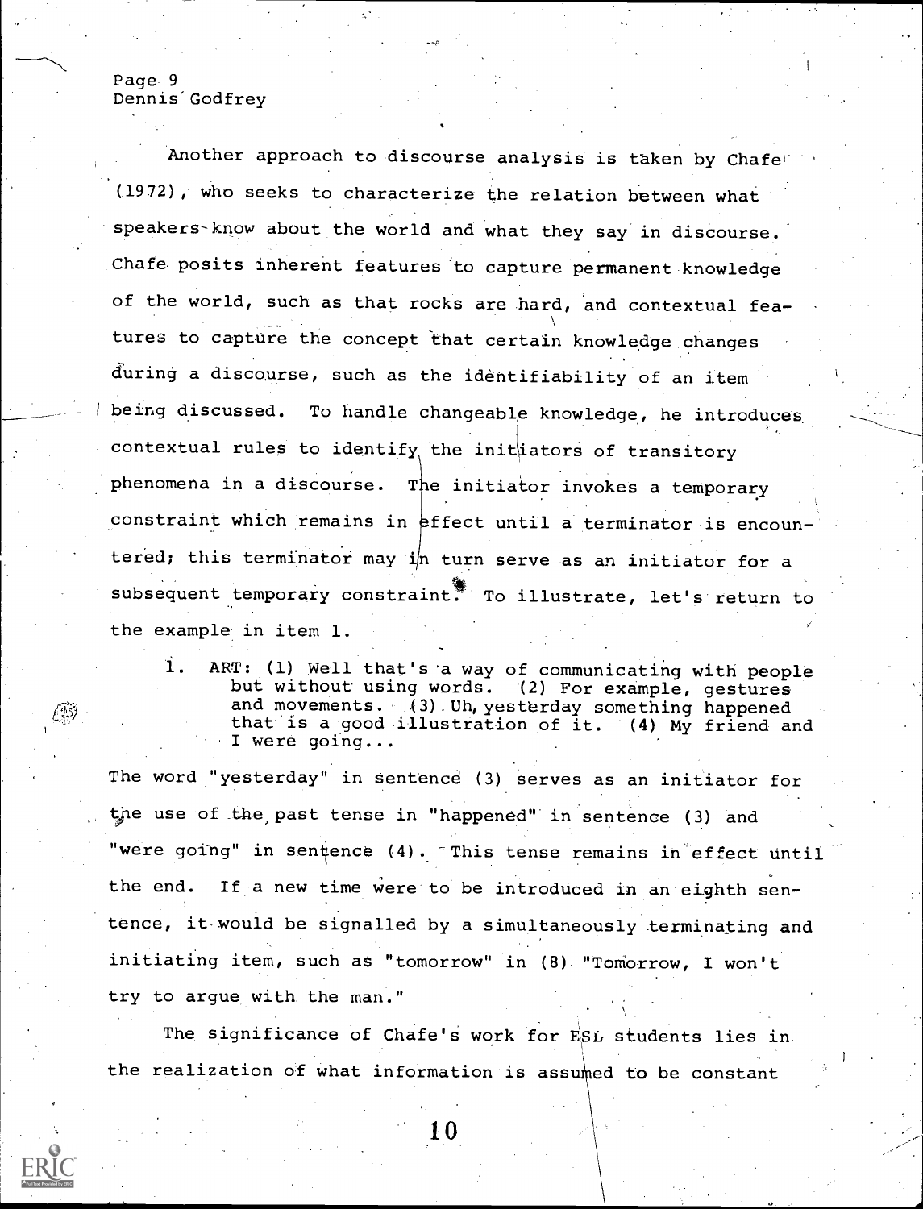Another approach to discourse analysis is taken by Chafe (1972), who seeks to characterize the relation between what speakers know about the world and what they say in discourse. Chafe posits inherent features to capture permanent knowledge of the world, such as that rocks are hard, and contextual features to capture the concept that certain knowledge changes during a discourse, such as the identifiability of an item being discussed. To handle changeable knowledge, he introduces contextual rules to identify the initiators of transitory phenomena in a discourse. The initiator invokes a temporary constraint which remains in effect until a terminator is encountered; this terminator may in turn serve as an initiator for a subsequent temporary constraint. To illustrate, let's return to the example in item 1.

1. ART: (1) Well that's a way of communicating with people but without using words. (2) For example, gestures and movements. (3) Uh, yesterday something happened that is a good illustration of it. (4) My friend and I were going...

The word "yesterday" in sentence (3) serves as an initiator for the use of the past tense in "happened" in sentence (3) and "were going" in sentence (4). This tense remains in effect until the end. If a new time were to be introduced in an eighth sentence, it would be signalled by a simultaneously terminating and initiating item, such as "tomorrow" in (8) "Tomorrow, I won't try to argue with the man."

The significance of Chafe's work for ESL students lies in the realization of what information is assumed to be constant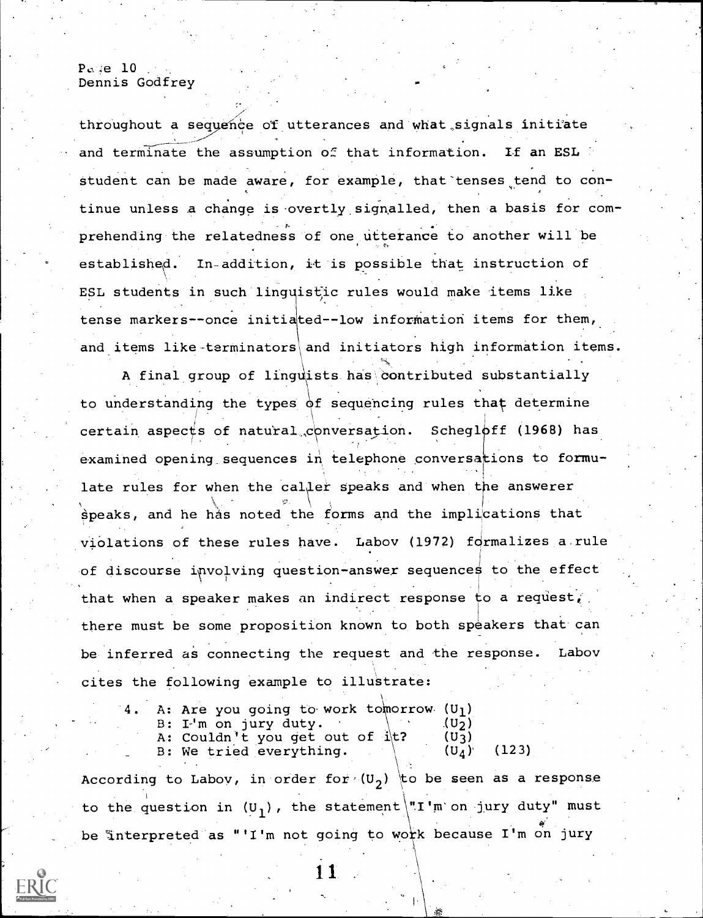throughout a sequence of utterances and what signals initiate and terminate the assumption of that information. If an ESL student can be made aware, for example, that tenses tend to continue unless a change is overtly signalled, then a basis for comprehending the relatedness of one utterance to another will be established. In addition, it is possible that instruction of ESL students in such linguistic rules would make items like tense markers--once initiated--low information items for them, and items like terminators and initiators high information items.

A final group of linguists has contributed substantially to understanding the types of sequencing rules that determine certain aspects of natural conversation. Schegloff (1968) has examined opening sequences in telephone conversations to formulate rules for when the caller speaks and when the answerer speaks, and he has noted the forms and the implications that violations of these rules have. Labov (1972) formalizes a rule of discourse involving question-answer sequences to the effect that when a speaker makes an indirect response to a request, there must be some proposition known to both speakers that can be inferred as connecting the request and the response. Labov cites the following example to illustrate:

4. A: Are you going to work tomorrow ($U_1$)
   B: I'm on jury duty. ($U_2$)
   A: Couldn't you get out of it? ($U_3$)
   B: We tried everything. ($U_4$) (123)

According to Labov, in order for ($U_2$) to be seen as a response to the question in ($U_1$), the statement "I'm on jury duty" must be interpreted as "'I'm not going to work because I'm on jury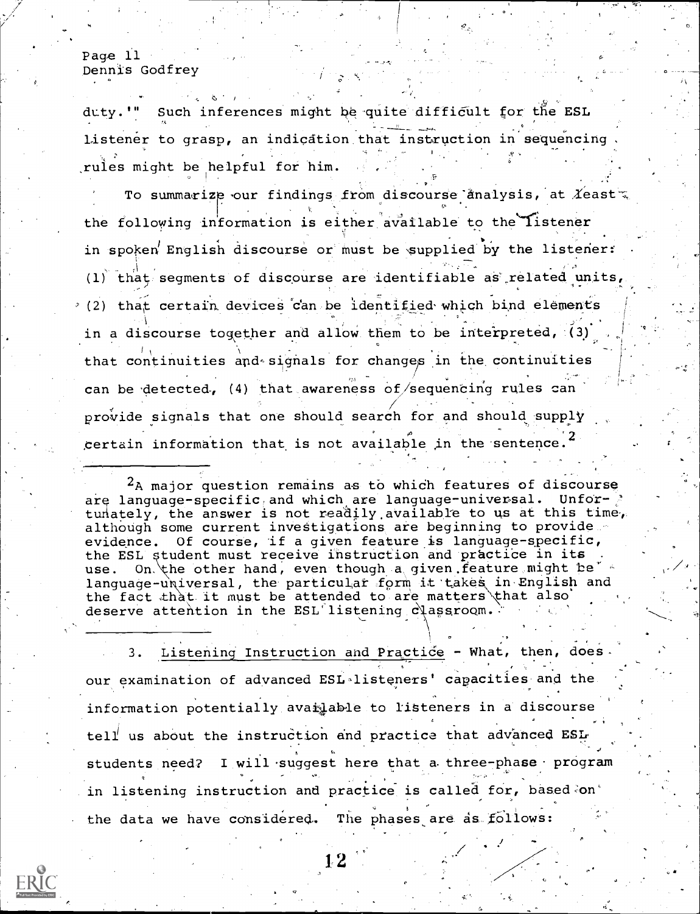duty.'" Such inferences might be quite difficult for the ESL listener to grasp, an indication that instruction in sequencing rules might be helpful for him.

To summarize our findings from discourse analysis, at least the following information is either available to the listener in spoken English discourse or must be supplied by the listener: (1) that segments of discourse are identifiable as related units, (2) that certain devices can be identified which bind elements in a discourse together and allow them to be interpreted, (3) that continuities and signals for changes in the continuities can be detected, (4) that awareness of sequencing rules can provide signals that one should search for and should supply certain information that is not available in the sentence.[2]

---

[2]A major question remains as to which features of discourse are language-specific and which are language-universal. Unfortunately, the answer is not readily available to us at this time, although some current investigations are beginning to provide evidence. Of course, if a given feature is language-specific, the ESL student must receive instruction and practice in its use. On the other hand, even though a given feature might be language-universal, the particular form it takes in English and the fact that it must be attended to are matters that also deserve attention in the ESL listening classroom.

---

3. Listening Instruction and Practice - What, then, does our examination of advanced ESL listeners' capacities and the information potentially available to listeners in a discourse tell us about the instruction and practice that advanced ESL students need? I will suggest here that a three-phase program in listening instruction and practice is called for, based on the data we have considered. The phases are as follows: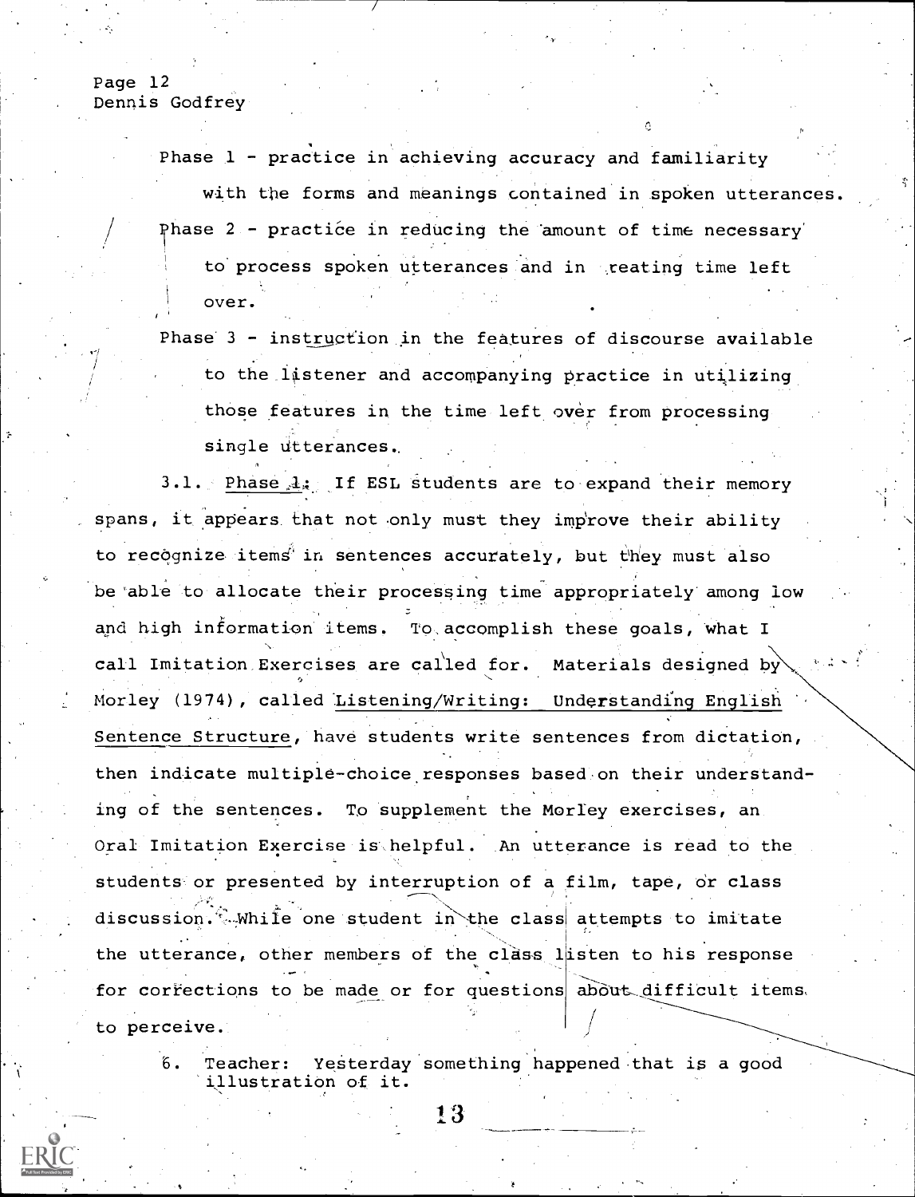Phase 1 - practice in achieving accuracy and familiarity with the forms and meanings contained in spoken utterances.

Phase 2 - practice in reducing the amount of time necessary to process spoken utterances and in creating time left over.

Phase 3 - instruction in the features of discourse available to the listener and accompanying practice in utilizing those features in the time left over from processing single utterances.

3.1. Phase 1: If ESL students are to expand their memory spans, it appears that not only must they improve their ability to recognize items in sentences accurately, but they must also be able to allocate their processing time appropriately among low and high information items. To accomplish these goals, what I call Imitation Exercises are called for. Materials designed by Morley (1974), called Listening/Writing: Understanding English Sentence Structure, have students write sentences from dictation, then indicate multiple-choice responses based on their understanding of the sentences. To supplement the Morley exercises, an Oral Imitation Exercise is helpful. An utterance is read to the students or presented by interruption of a film, tape, or class discussion. While one student in the class attempts to imitate the utterance, other members of the class listen to his response for corrections to be made or for questions about difficult items to perceive.

6. Teacher: Yesterday something happened that is a good illustration of it.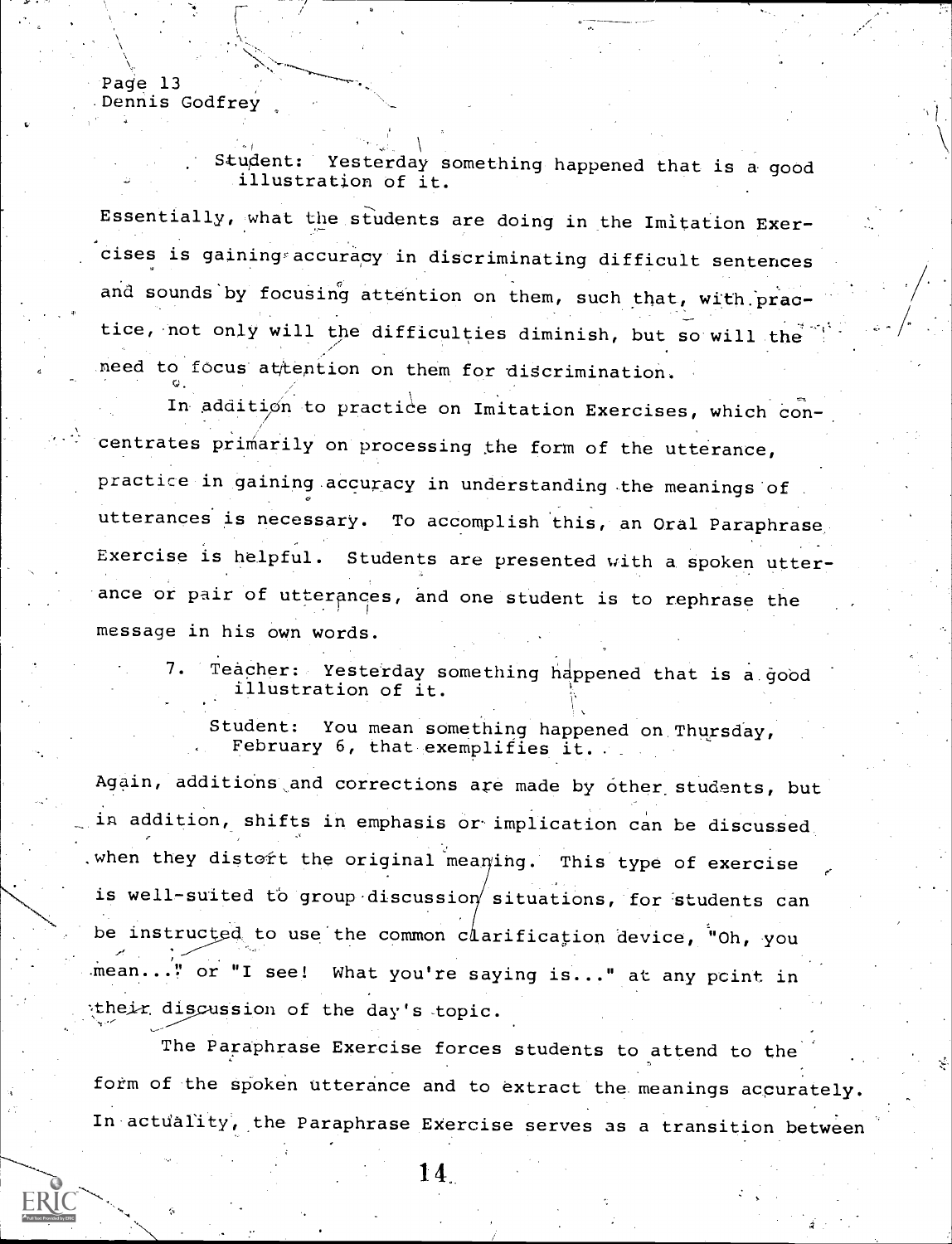Student: Yesterday something happened that is a good illustration of it.

Essentially, what the students are doing in the Imitation Exercises is gaining accuracy in discriminating difficult sentences and sounds by focusing attention on them, such that, with practice, not only will the difficulties diminish, but so will the need to focus attention on them for discrimination.

In addition to practice on Imitation Exercises, which concentrates primarily on processing the form of the utterance, practice in gaining accuracy in understanding the meanings of utterances is necessary. To accomplish this, an Oral Paraphrase Exercise is helpful. Students are presented with a spoken utterance or pair of utterances, and one student is to rephrase the message in his own words.

7. Teacher: Yesterday something happened that is a good illustration of it.

   Student: You mean something happened on Thursday, February 6, that exemplifies it.

Again, additions and corrections are made by other students, but in addition, shifts in emphasis or implication can be discussed when they distort the original meaning. This type of exercise is well-suited to group discussion situations, for students can be instructed to use the common clarification device, "Oh, you mean..." or "I see! What you're saying is..." at any point in their discussion of the day's topic.

The Paraphrase Exercise forces students to attend to the form of the spoken utterance and to extract the meanings accurately. In actuality, the Paraphrase Exercise serves as a transition between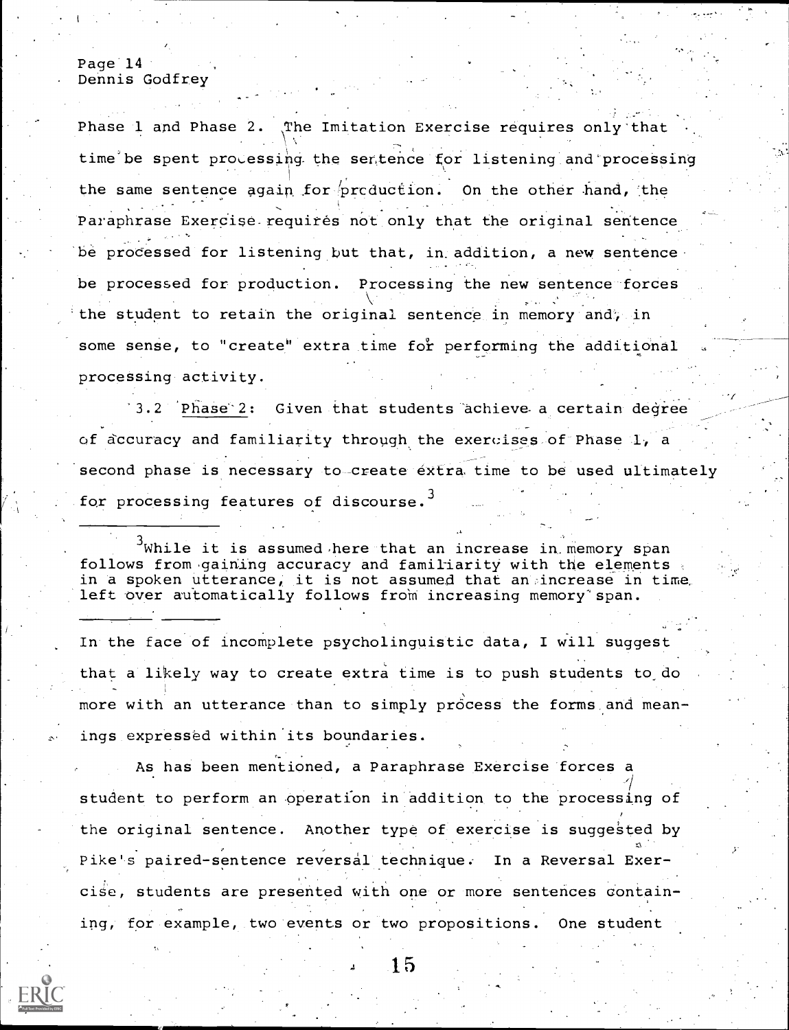Phase 1 and Phase 2. The Imitation Exercise requires only that time be spent processing the sentence for listening and processing the same sentence again for production. On the other hand, the Paraphrase Exercise requires not only that the original sentence be processed for listening but that, in addition, a new sentence be processed for production. Processing the new sentence forces the student to retain the original sentence in memory and, in some sense, to "create" extra time for performing the additional processing activity.

3.2 Phase 2: Given that students achieve a certain degree of accuracy and familiarity through the exercises of Phase 1, a second phase is necessary to create extra time to be used ultimately for processing features of discourse.[3]

[3] While it is assumed here that an increase in memory span follows from gaining accuracy and familiarity with the elements in a spoken utterance, it is not assumed that an increase in time left over automatically follows from increasing memory span.

In the face of incomplete psycholinguistic data, I will suggest that a likely way to create extra time is to push students to do more with an utterance than to simply process the forms and meanings expressed within its boundaries.

As has been mentioned, a Paraphrase Exercise forces a student to perform an operation in addition to the processing of the original sentence. Another type of exercise is suggested by Pike's paired-sentence reversal technique. In a Reversal Exercise, students are presented with one or more sentences containing, for example, two events or two propositions. One student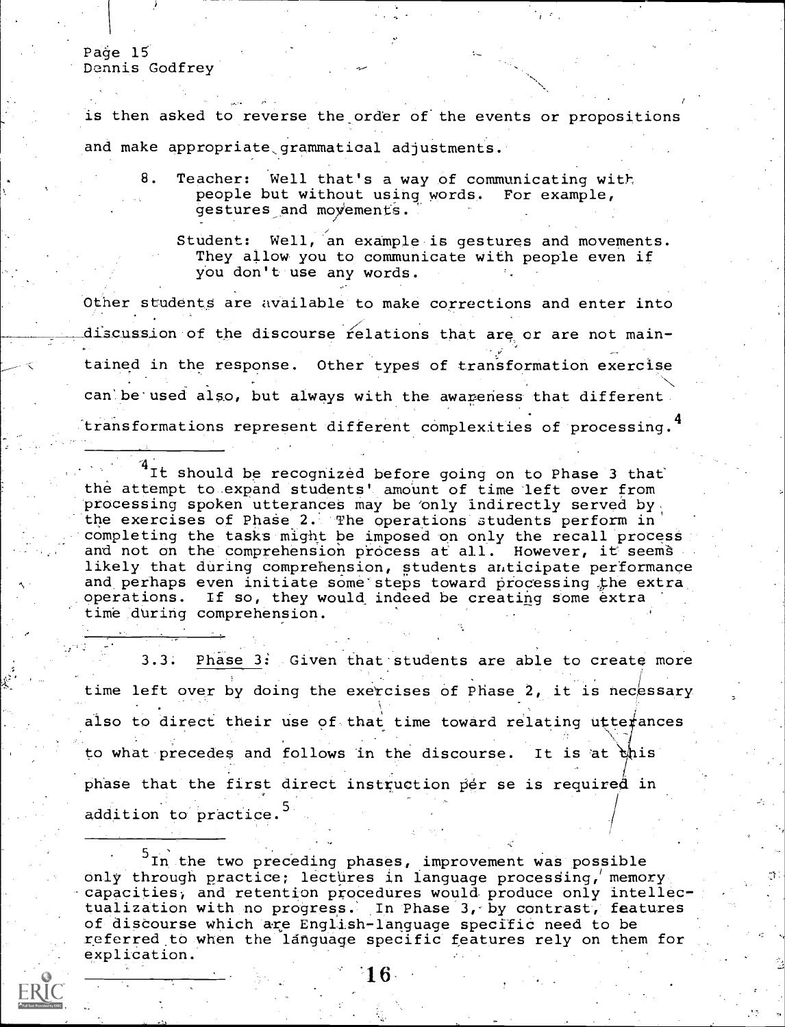is then asked to reverse the order of the events or propositions and make appropriate grammatical adjustments.

8. Teacher: Well that's a way of communicating with people but without using words. For example, gestures and movements.

   Student: Well, an example is gestures and movements. They allow you to communicate with people even if you don't use any words.

Other students are available to make corrections and enter into discussion of the discourse relations that are or are not maintained in the response. Other types of transformation exercise can be used also, but always with the awareness that different transformations represent different complexities of processing.[4]

[4] It should be recognized before going on to Phase 3 that the attempt to expand students' amount of time left over from processing spoken utterances may be only indirectly served by the exercises of Phase 2. The operations students perform in completing the tasks might be imposed on only the recall process and not on the comprehension process at all. However, it seems likely that during comprehension, students anticipate performance and perhaps even initiate some steps toward processing the extra operations. If so, they would indeed be creating some extra time during comprehension.

3.3. Phase 3: Given that students are able to create more time left over by doing the exercises of Phase 2, it is necessary also to direct their use of that time toward relating utterances to what precedes and follows in the discourse. It is at this phase that the first direct instruction per se is required in addition to practice.[5]

[5] In the two preceding phases, improvement was possible only through practice; lectures in language processing, memory capacities, and retention procedures would produce only intellectualization with no progress. In Phase 3, by contrast, features of discourse which are English-language specific need to be referred to when the language specific features rely on them for explication.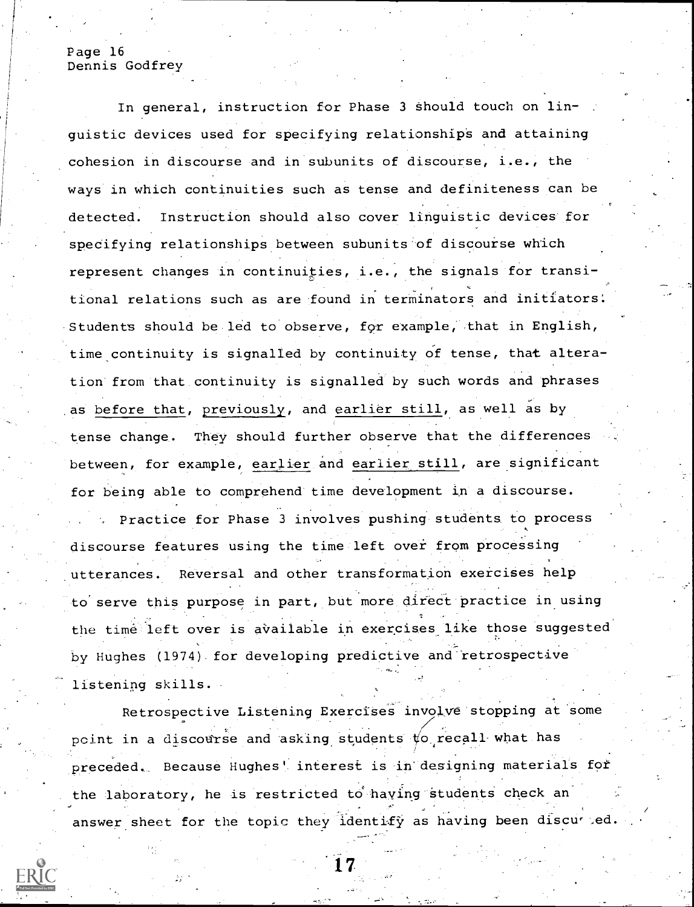In general, instruction for Phase 3 should touch on linguistic devices used for specifying relationships and attaining cohesion in discourse and in subunits of discourse, i.e., the ways in which continuities such as tense and definiteness can be detected. Instruction should also cover linguistic devices for specifying relationships between subunits of discourse which represent changes in continuities, i.e., the signals for transitional relations such as are found in terminators and initiators. Students should be led to observe, for example, that in English, time continuity is signalled by continuity of tense, that alteration from that continuity is signalled by such words and phrases as before that, previously, and earlier still, as well as by tense change. They should further observe that the differences between, for example, earlier and earlier still, are significant for being able to comprehend time development in a discourse.

Practice for Phase 3 involves pushing students to process discourse features using the time left over from processing utterances. Reversal and other transformation exercises help to serve this purpose in part, but more direct practice in using the time left over is available in exercises like those suggested by Hughes (1974) for developing predictive and retrospective listening skills.

Retrospective Listening Exercises involve stopping at some point in a discourse and asking students to recall what has preceded. Because Hughes' interest is in designing materials for the laboratory, he is restricted to having students check an answer sheet for the topic they identify as having been discussed.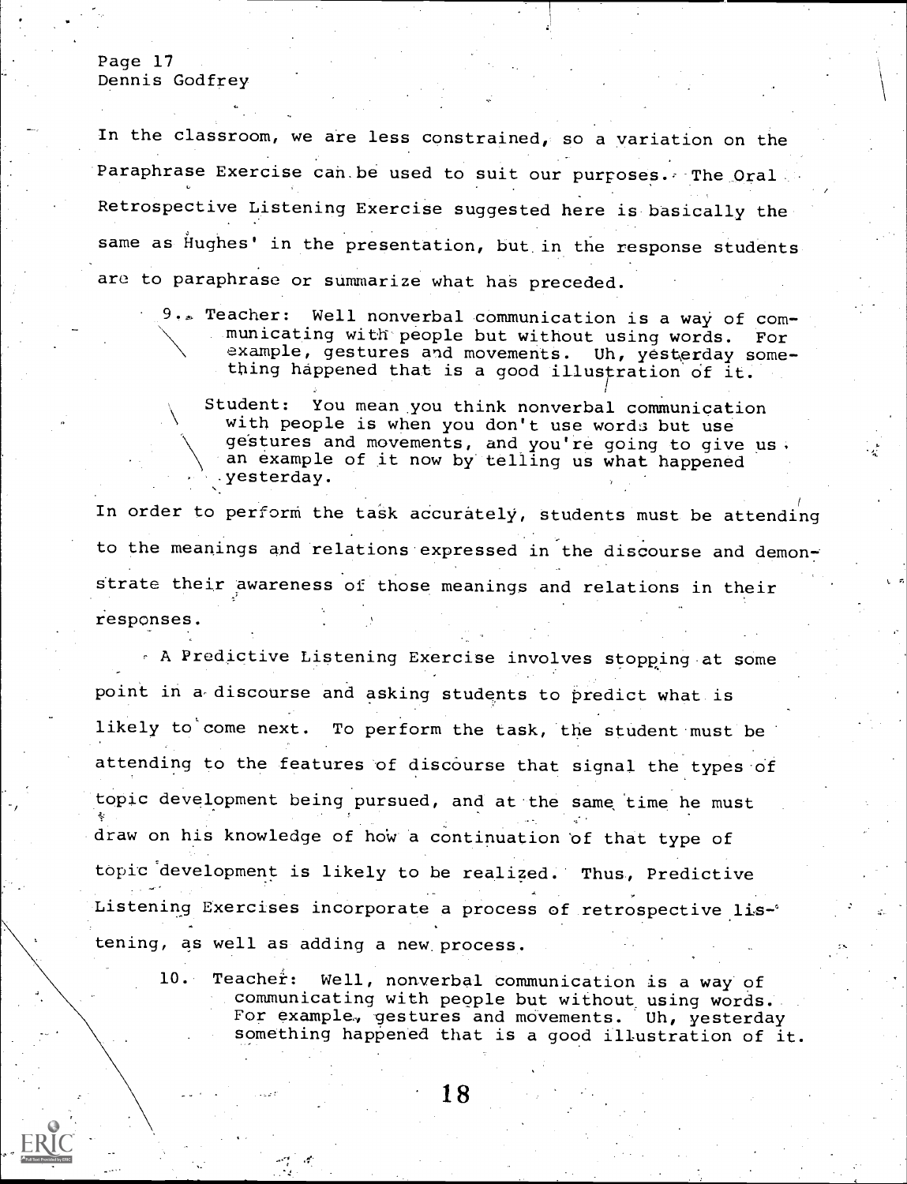In the classroom, we are less constrained, so a variation on the Paraphrase Exercise can be used to suit our purposes. The Oral Retrospective Listening Exercise suggested here is basically the same as Hughes' in the presentation, but in the response students are to paraphrase or summarize what has preceded.

> 9. Teacher: Well nonverbal communication is a way of communicating with people but without using words. For example, gestures and movements. Uh, yesterday something happened that is a good illustration of it.
>
> Student: You mean you think nonverbal communication with people is when you don't use words but use gestures and movements, and you're going to give us an example of it now by telling us what happened yesterday.

In order to perform the task accurately, students must be attending to the meanings and relations expressed in the discourse and demonstrate their awareness of those meanings and relations in their responses.

A Predictive Listening Exercise involves stopping at some point in a discourse and asking students to predict what is likely to come next. To perform the task, the student must be attending to the features of discourse that signal the types of topic development being pursued, and at the same time he must draw on his knowledge of how a continuation of that type of topic development is likely to be realized. Thus, Predictive Listening Exercises incorporate a process of retrospective listening, as well as adding a new process.

> 10. Teacher: Well, nonverbal communication is a way of communicating with people but without using words. For example, gestures and movements. Uh, yesterday something happened that is a good illustration of it.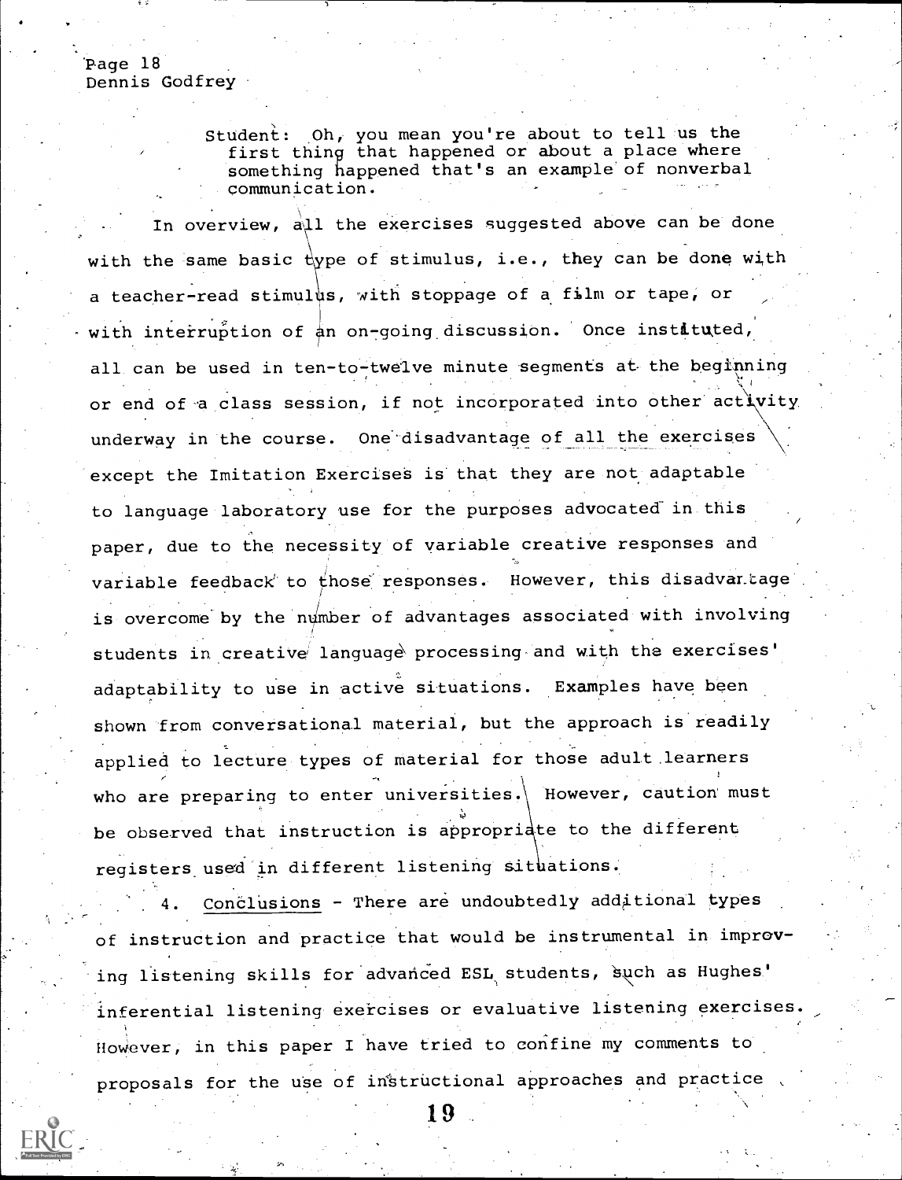Student: Oh, you mean you're about to tell us the first thing that happened or about a place where something happened that's an example of nonverbal communication.

In overview, all the exercises suggested above can be done with the same basic type of stimulus, i.e., they can be done with a teacher-read stimulus, with stoppage of a film or tape, or with interruption of an on-going discussion. Once instituted, all can be used in ten-to-twelve minute segments at the beginning or end of a class session, if not incorporated into other activity underway in the course. One disadvantage of all the exercises except the Imitation Exercises is that they are not adaptable to language laboratory use for the purposes advocated in this paper, due to the necessity of variable creative responses and variable feedback to those responses. However, this disadvantage is overcome by the number of advantages associated with involving students in creative language processing and with the exercises' adaptability to use in active situations. Examples have been shown from conversational material, but the approach is readily applied to lecture types of material for those adult learners who are preparing to enter universities. However, caution must be observed that instruction is appropriate to the different registers used in different listening situations.

4. <u>Conclusions</u> - There are undoubtedly additional types of instruction and practice that would be instrumental in improving listening skills for advanced ESL students, such as Hughes' inferential listening exercises or evaluative listening exercises. However, in this paper I have tried to confine my comments to proposals for the use of instructional approaches and practice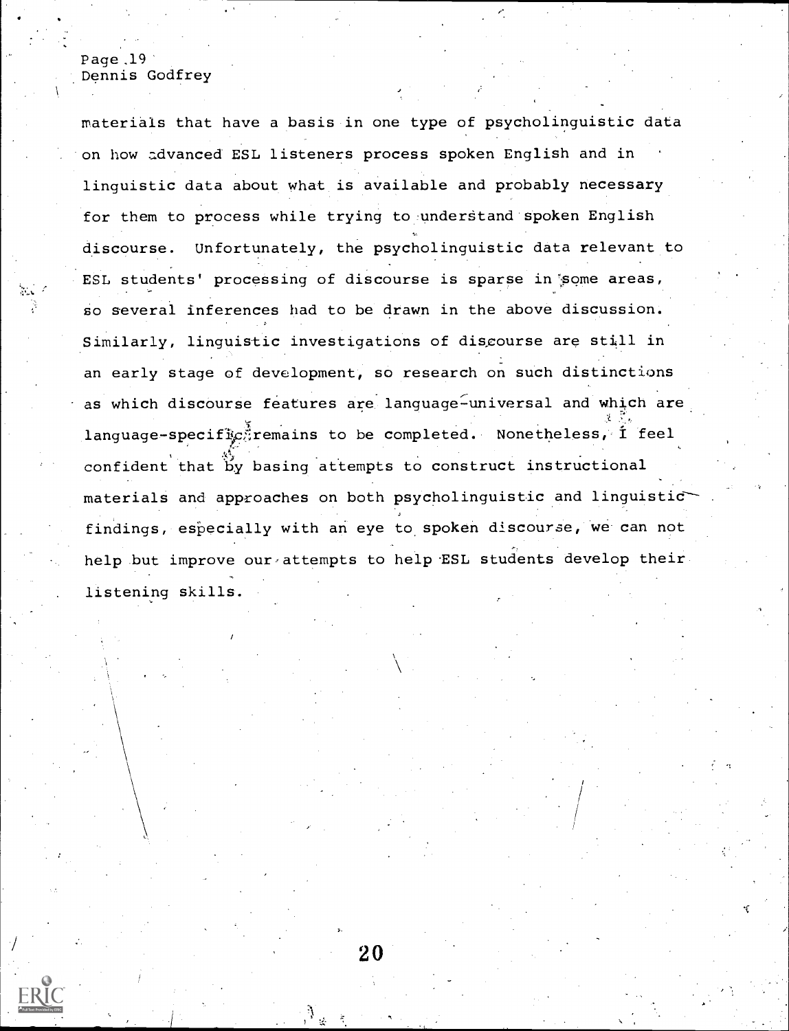materials that have a basis in one type of psycholinguistic data on how advanced ESL listeners process spoken English and in linguistic data about what is available and probably necessary for them to process while trying to understand spoken English discourse. Unfortunately, the psycholinguistic data relevant to ESL students' processing of discourse is sparse in some areas, so several inferences had to be drawn in the above discussion. Similarly, linguistic investigations of discourse are still in an early stage of development, so research on such distinctions as which discourse features are language-universal and which are language-specific remains to be completed. Nonetheless, I feel confident that by basing attempts to construct instructional materials and approaches on both psycholinguistic and linguistic findings, especially with an eye to spoken discourse, we can not help but improve our attempts to help ESL students develop their listening skills.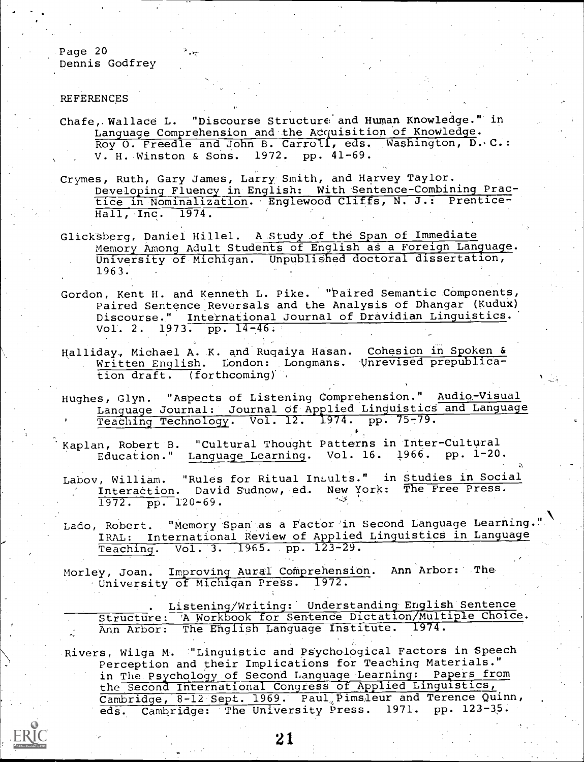## REFERENCES

Chafe, Wallace L. "Discourse Structure and Human Knowledge." in Language Comprehension and the Acquisition of Knowledge. Roy O. Freedle and John B. Carroll, eds. Washington, D. C.: V. H. Winston & Sons. 1972. pp. 41-69.

Crymes, Ruth, Gary James, Larry Smith, and Harvey Taylor. Developing Fluency in English: With Sentence-Combining Practice in Nominalization. Englewood Cliffs, N. J.: Prentice-Hall, Inc. 1974.

Glicksberg, Daniel Hillel. A Study of the Span of Immediate Memory Among Adult Students of English as a Foreign Language. University of Michigan. Unpublished doctoral dissertation, 1963.

Gordon, Kent H. and Kenneth L. Pike. "Paired Semantic Components, Paired Sentence Reversals and the Analysis of Dhangar (Kudux) Discourse." International Journal of Dravidian Linguistics. Vol. 2. 1973. pp. 14-46.

Halliday, Michael A. K. and Ruqaiya Hasan. Cohesion in Spoken & Written English. London: Longmans. Unrevised prepublication draft. (forthcoming)

Hughes, Glyn. "Aspects of Listening Comprehension." Audio-Visual Language Journal: Journal of Applied Linguistics and Language Teaching Technology. Vol. 12. 1974. pp. 75-79.

Kaplan, Robert B. "Cultural Thought Patterns in Inter-Cultural Education." Language Learning. Vol. 16. 1966. pp. 1-20.

Labov, William. "Rules for Ritual Insults." in Studies in Social Interaction. David Sudnow, ed. New York: The Free Press. 1972. pp. 120-69.

Lado, Robert. "Memory Span as a Factor in Second Language Learning." IRAL: International Review of Applied Linguistics in Language Teaching. Vol. 3. 1965. pp. 123-29.

Morley, Joan. Improving Aural Comprehension. Ann Arbor: The University of Michigan Press. 1972.

\_\_\_\_\_\_\_\_\_\_. Listening/Writing: Understanding English Sentence Structure: A Workbook for Sentence Dictation/Multiple Choice. Ann Arbor: The English Language Institute. 1974.

Rivers, Wilga M. "Linguistic and Psychological Factors in Speech Perception and their Implications for Teaching Materials." in The Psychology of Second Language Learning: Papers from the Second International Congress of Applied Linguistics, Cambridge, 8-12 Sept. 1969. Paul Pimsleur and Terence Quinn, eds. Cambridge: The University Press. 1971. pp. 123-35.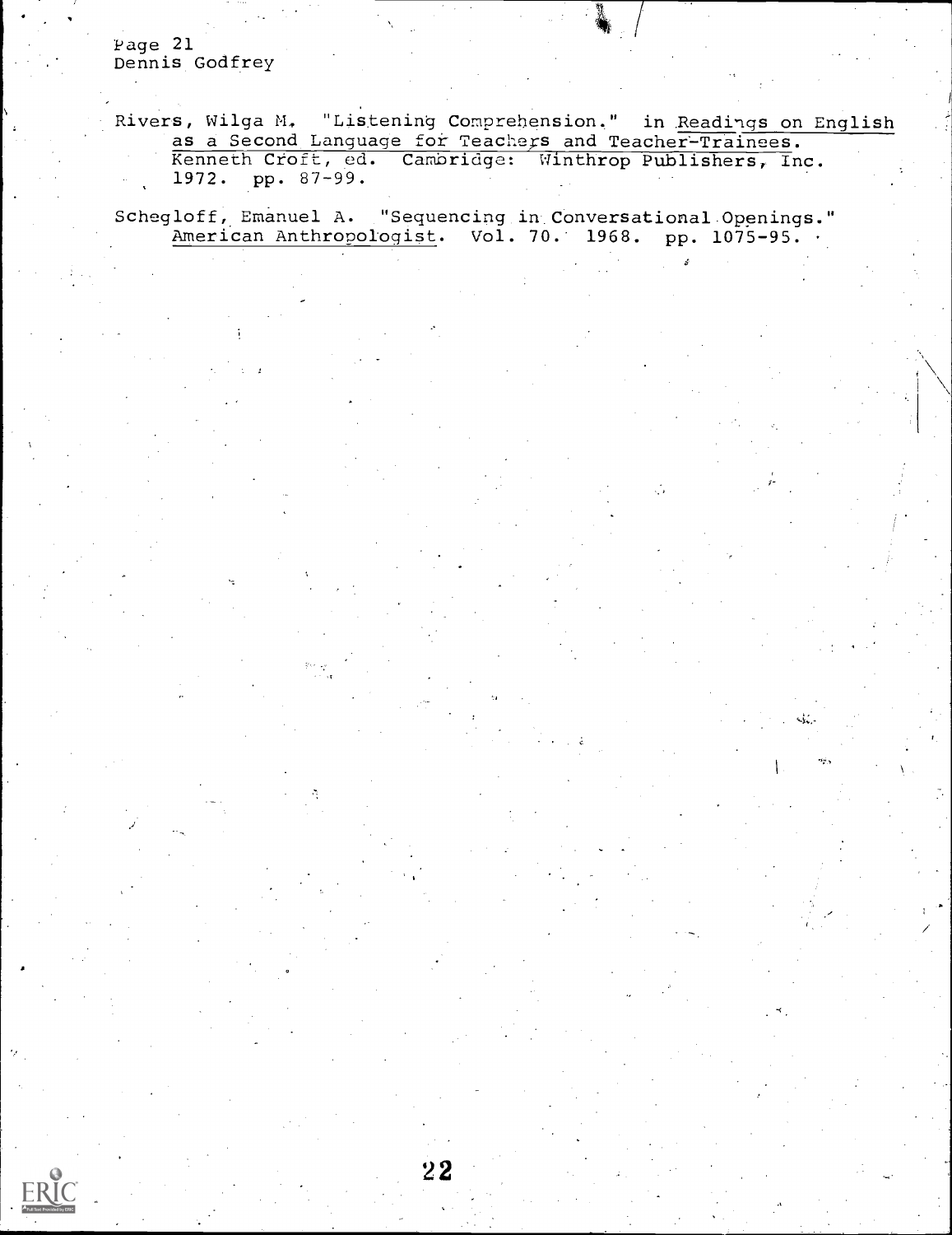Rivers, Wilga M. "Listening Comprehension." in _Readings on English as a Second Language for Teachers and Teacher-Trainees._ Kenneth Croft, ed. Cambridge: Winthrop Publishers, Inc. 1972. pp. 87-99.

Schegloff, Emanuel A. "Sequencing in Conversational Openings." _American Anthropologist._ Vol. 70. 1968. pp. 1075-95.